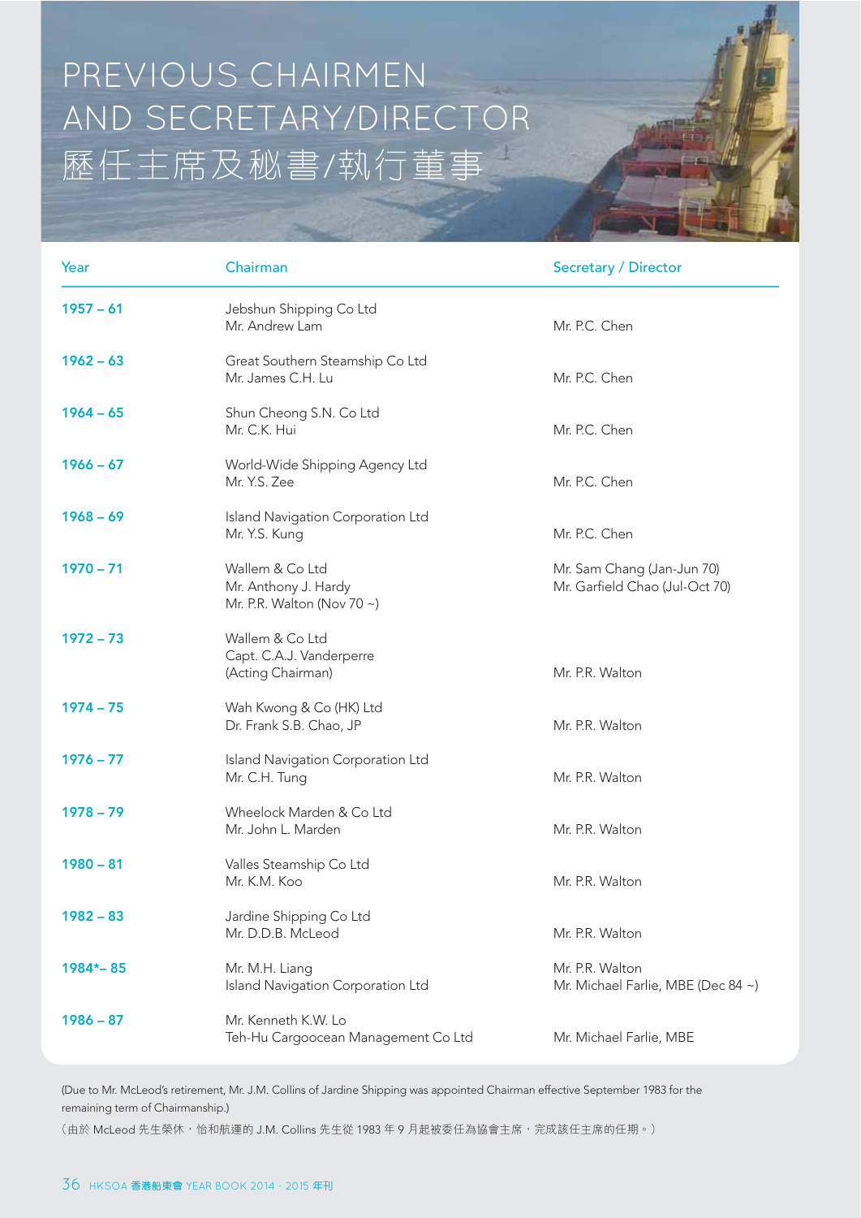# PREVIOUS CHAIRMEN AND SECRETARY/DIRECTOR
# 歷任主席及秘書/執行董事

| Year | Chairman | Secretary / Director |
|---|---|---|
| 1957 – 61 | Jebshun Shipping Co Ltd<br>Mr. Andrew Lam | Mr. P.C. Chen |
| 1962 – 63 | Great Southern Steamship Co Ltd<br>Mr. James C.H. Lu | Mr. P.C. Chen |
| 1964 – 65 | Shun Cheong S.N. Co Ltd<br>Mr. C.K. Hui | Mr. P.C. Chen |
| 1966 – 67 | World-Wide Shipping Agency Ltd<br>Mr. Y.S. Zee | Mr. P.C. Chen |
| 1968 – 69 | Island Navigation Corporation Ltd<br>Mr. Y.S. Kung | Mr. P.C. Chen |
| 1970 – 71 | Wallem & Co Ltd<br>Mr. Anthony J. Hardy<br>Mr. P.R. Walton (Nov 70 ~) | Mr. Sam Chang (Jan-Jun 70)<br>Mr. Garfield Chao (Jul-Oct 70) |
| 1972 – 73 | Wallem & Co Ltd<br>Capt. C.A.J. Vanderperre<br>(Acting Chairman) | Mr. P.R. Walton |
| 1974 – 75 | Wah Kwong & Co (HK) Ltd<br>Dr. Frank S.B. Chao, JP | Mr. P.R. Walton |
| 1976 – 77 | Island Navigation Corporation Ltd<br>Mr. C.H. Tung | Mr. P.R. Walton |
| 1978 – 79 | Wheelock Marden & Co Ltd<br>Mr. John L. Marden | Mr. P.R. Walton |
| 1980 – 81 | Valles Steamship Co Ltd<br>Mr. K.M. Koo | Mr. P.R. Walton |
| 1982 – 83 | Jardine Shipping Co Ltd<br>Mr. D.D.B. McLeod | Mr. P.R. Walton |
| 1984*– 85 | Mr. M.H. Liang<br>Island Navigation Corporation Ltd | Mr. P.R. Walton<br>Mr. Michael Farlie, MBE (Dec 84 ~) |
| 1986 – 87 | Mr. Kenneth K.W. Lo<br>Teh-Hu Cargoocean Management Co Ltd | Mr. Michael Farlie, MBE |

(Due to Mr. McLeod's retirement, Mr. J.M. Collins of Jardine Shipping was appointed Chairman effective September 1983 for the remaining term of Chairmanship.)

（由於 McLeod 先生榮休，怡和航運的 J.M. Collins 先生從 1983 年 9 月起被委任為協會主席，完成該任主席的任期。）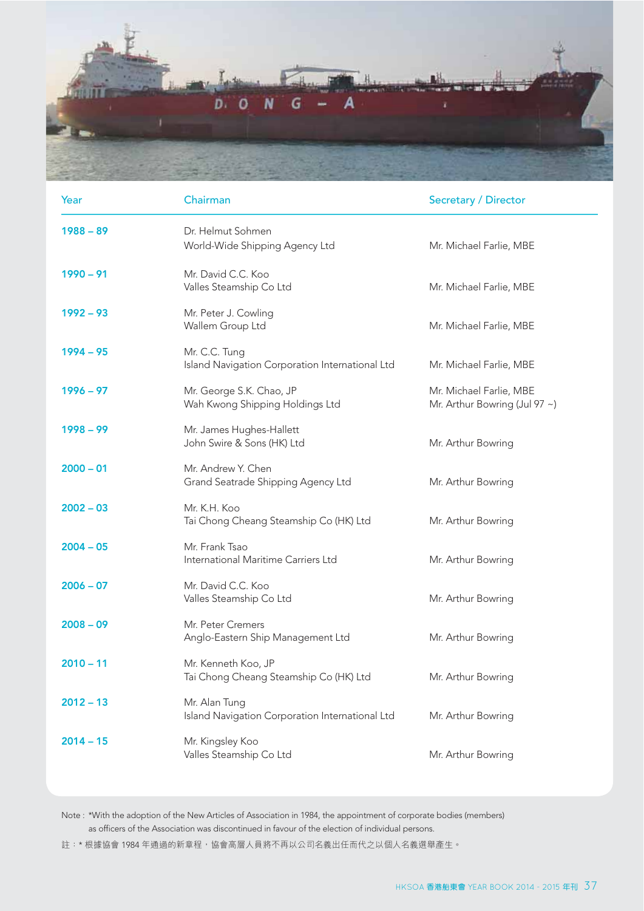| Year | Chairman | Secretary / Director |
|---|---|---|
| 1988 – 89 | Dr. Helmut Sohmen<br>World-Wide Shipping Agency Ltd | Mr. Michael Farlie, MBE |
| 1990 – 91 | Mr. David C.C. Koo<br>Valles Steamship Co Ltd | Mr. Michael Farlie, MBE |
| 1992 – 93 | Mr. Peter J. Cowling<br>Wallem Group Ltd | Mr. Michael Farlie, MBE |
| 1994 – 95 | Mr. C.C. Tung<br>Island Navigation Corporation International Ltd | Mr. Michael Farlie, MBE |
| 1996 – 97 | Mr. George S.K. Chao, JP<br>Wah Kwong Shipping Holdings Ltd | Mr. Michael Farlie, MBE<br>Mr. Arthur Bowring (Jul 97 ~) |
| 1998 – 99 | Mr. James Hughes-Hallett<br>John Swire & Sons (HK) Ltd | Mr. Arthur Bowring |
| 2000 – 01 | Mr. Andrew Y. Chen<br>Grand Seatrade Shipping Agency Ltd | Mr. Arthur Bowring |
| 2002 – 03 | Mr. K.H. Koo<br>Tai Chong Cheang Steamship Co (HK) Ltd | Mr. Arthur Bowring |
| 2004 – 05 | Mr. Frank Tsao<br>International Maritime Carriers Ltd | Mr. Arthur Bowring |
| 2006 – 07 | Mr. David C.C. Koo<br>Valles Steamship Co Ltd | Mr. Arthur Bowring |
| 2008 – 09 | Mr. Peter Cremers<br>Anglo-Eastern Ship Management Ltd | Mr. Arthur Bowring |
| 2010 – 11 | Mr. Kenneth Koo, JP<br>Tai Chong Cheang Steamship Co (HK) Ltd | Mr. Arthur Bowring |
| 2012 – 13 | Mr. Alan Tung<br>Island Navigation Corporation International Ltd | Mr. Arthur Bowring |
| 2014 – 15 | Mr. Kingsley Koo<br>Valles Steamship Co Ltd | Mr. Arthur Bowring |

Note : *With the adoption of the New Articles of Association in 1984, the appointment of corporate bodies (members) as officers of the Association was discontinued in favour of the election of individual persons.

註：* 根據協會 1984 年通過的新章程，協會高層人員將不再以公司名義出任而代之以個人名義選舉產生。